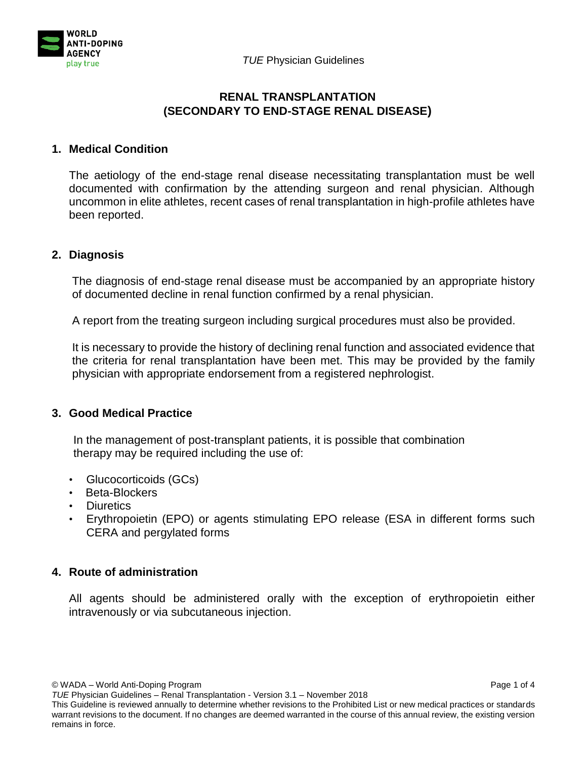# RENAL TRANSPLANTATION (SECONDARY TO END-STAGE RENAL DISEASE)

## 1. Medical Condition

The aetiology of the end-stage renal disease necessitating transplantation must be well documented with confirmation by the attending surgeon and renal physician. Although uncommon in elite athletes, recent cases of renal transplantation in high-profile athletes have been reported.

## 2. Diagnosis

The diagnosis of end-stage renal disease must be accompanied by an appropriate history of documented decline in renal function confirmed by a renal physician.

A report from the treating surgeon including surgical procedures must also be provided.

It is necessary to provide the history of declining renal function and associated evidence that the criteria for renal transplantation have been met. This may be provided by the family physician with appropriate endorsement from a registered nephrologist.

## 3. Good Medical Practice

In the management of post-transplant patients, it is possible that combination therapy may be required including the use of:

- Glucocorticoids (GCs)
- Beta-Blockers
- Diuretics
- Erythropoietin (EPO) or agents stimulating EPO release (ESA in different forms such CERA and pergylated forms

## 4. Route of administration

All agents should be administered orally with the exception of erythropoietin either intravenously or via subcutaneous injection.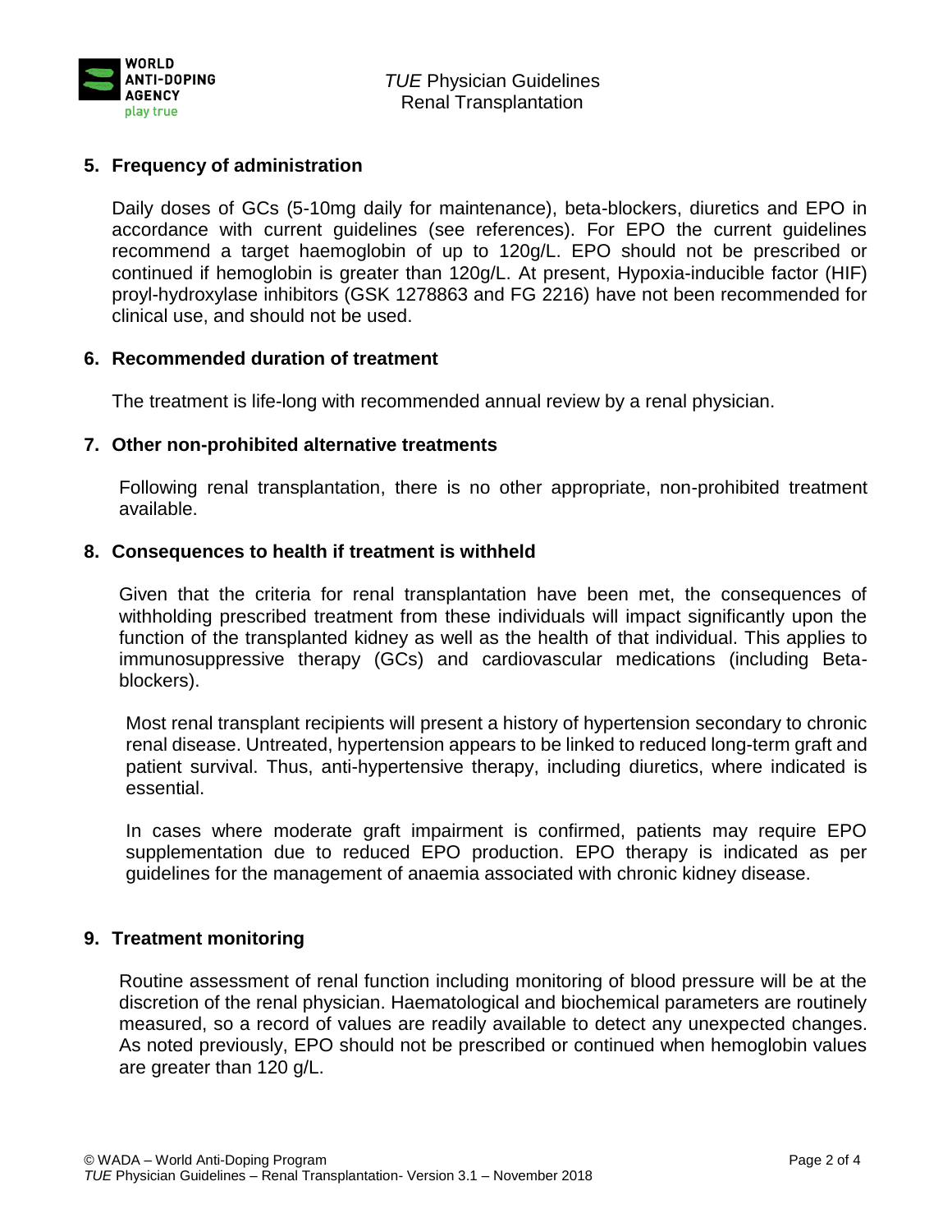## 5. Frequency of administration

Daily doses of GCs (5-10mg daily for maintenance), beta-blockers, diuretics and EPO in accordance with current guidelines (see references). For EPO the current guidelines recommend a target haemoglobin of up to 120g/L. EPO should not be prescribed or continued if hemoglobin is greater than 120g/L. At present, Hypoxia-inducible factor (HIF) proyl-hydroxylase inhibitors (GSK 1278863 and FG 2216) have not been recommended for clinical use, and should not be used.

## 6. Recommended duration of treatment

The treatment is life-long with recommended annual review by a renal physician.

## 7. Other non-prohibited alternative treatments

Following renal transplantation, there is no other appropriate, non-prohibited treatment available.

## 8. Consequences to health if treatment is withheld

Given that the criteria for renal transplantation have been met, the consequences of withholding prescribed treatment from these individuals will impact significantly upon the function of the transplanted kidney as well as the health of that individual. This applies to immunosuppressive therapy (GCs) and cardiovascular medications (including Beta-blockers).

Most renal transplant recipients will present a history of hypertension secondary to chronic renal disease. Untreated, hypertension appears to be linked to reduced long-term graft and patient survival. Thus, anti-hypertensive therapy, including diuretics, where indicated is essential.

In cases where moderate graft impairment is confirmed, patients may require EPO supplementation due to reduced EPO production. EPO therapy is indicated as per guidelines for the management of anaemia associated with chronic kidney disease.

## 9. Treatment monitoring

Routine assessment of renal function including monitoring of blood pressure will be at the discretion of the renal physician. Haematological and biochemical parameters are routinely measured, so a record of values are readily available to detect any unexpected changes. As noted previously, EPO should not be prescribed or continued when hemoglobin values are greater than 120 g/L.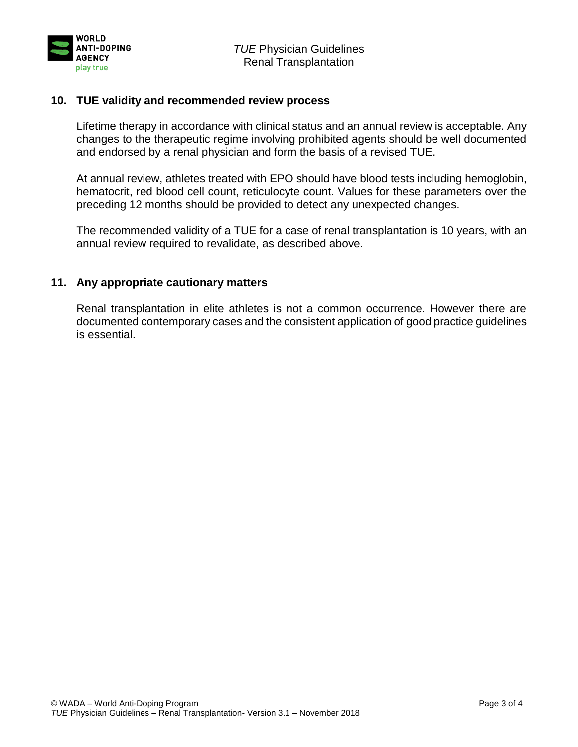## 10. TUE validity and recommended review process

Lifetime therapy in accordance with clinical status and an annual review is acceptable. Any changes to the therapeutic regime involving prohibited agents should be well documented and endorsed by a renal physician and form the basis of a revised TUE.

At annual review, athletes treated with EPO should have blood tests including hemoglobin, hematocrit, red blood cell count, reticulocyte count. Values for these parameters over the preceding 12 months should be provided to detect any unexpected changes.

The recommended validity of a TUE for a case of renal transplantation is 10 years, with an annual review required to revalidate, as described above.

## 11. Any appropriate cautionary matters

Renal transplantation in elite athletes is not a common occurrence. However there are documented contemporary cases and the consistent application of good practice guidelines is essential.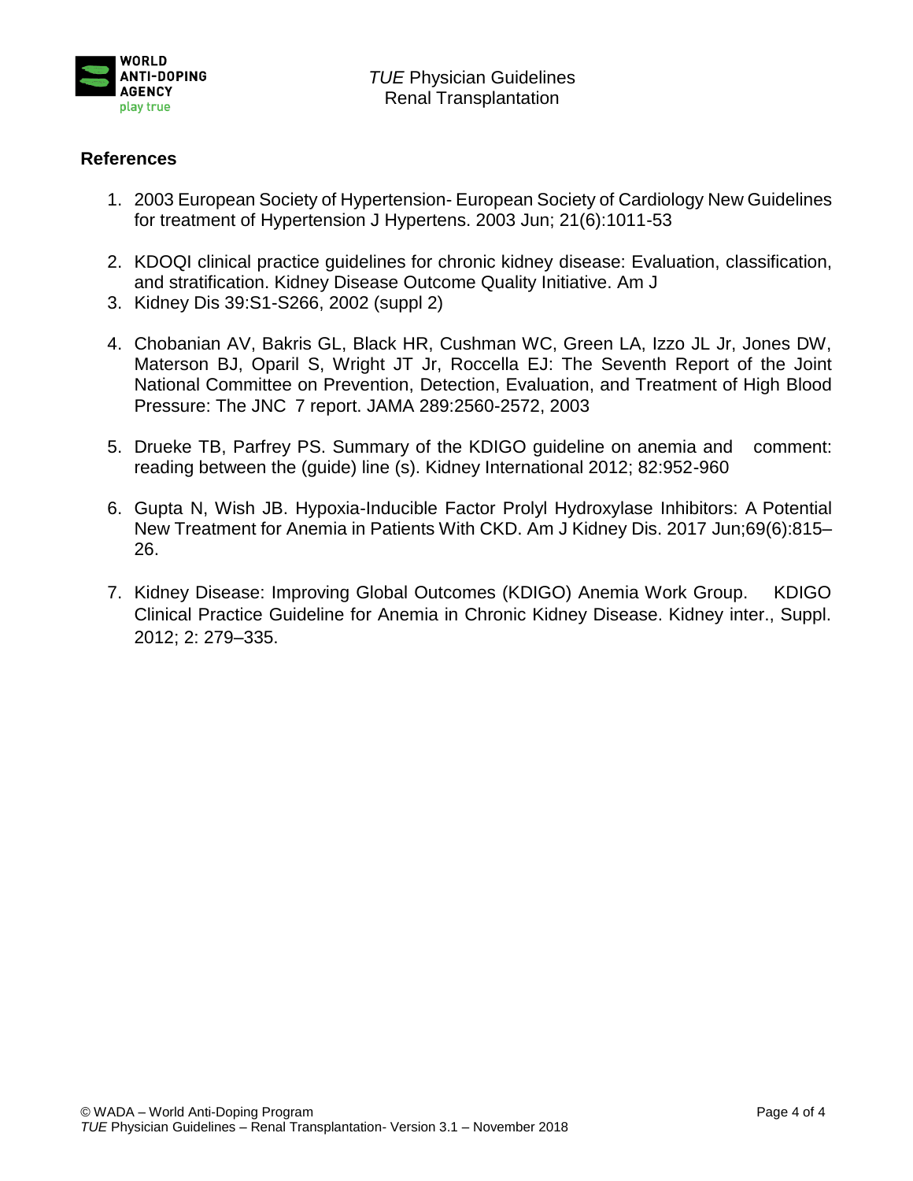## References

1. 2003 European Society of Hypertension- European Society of Cardiology New Guidelines for treatment of Hypertension J Hypertens. 2003 Jun; 21(6):1011-53

2. KDOQI clinical practice guidelines for chronic kidney disease: Evaluation, classification, and stratification. Kidney Disease Outcome Quality Initiative. Am J
3. Kidney Dis 39:S1-S266, 2002 (suppl 2)

4. Chobanian AV, Bakris GL, Black HR, Cushman WC, Green LA, Izzo JL Jr, Jones DW, Materson BJ, Oparil S, Wright JT Jr, Roccella EJ: The Seventh Report of the Joint National Committee on Prevention, Detection, Evaluation, and Treatment of High Blood Pressure: The JNC 7 report. JAMA 289:2560-2572, 2003

5. Drueke TB, Parfrey PS. Summary of the KDIGO guideline on anemia and comment: reading between the (guide) line (s). Kidney International 2012; 82:952-960

6. Gupta N, Wish JB. Hypoxia-Inducible Factor Prolyl Hydroxylase Inhibitors: A Potential New Treatment for Anemia in Patients With CKD. Am J Kidney Dis. 2017 Jun;69(6):815–26.

7. Kidney Disease: Improving Global Outcomes (KDIGO) Anemia Work Group. KDIGO Clinical Practice Guideline for Anemia in Chronic Kidney Disease. Kidney inter., Suppl. 2012; 2: 279–335.